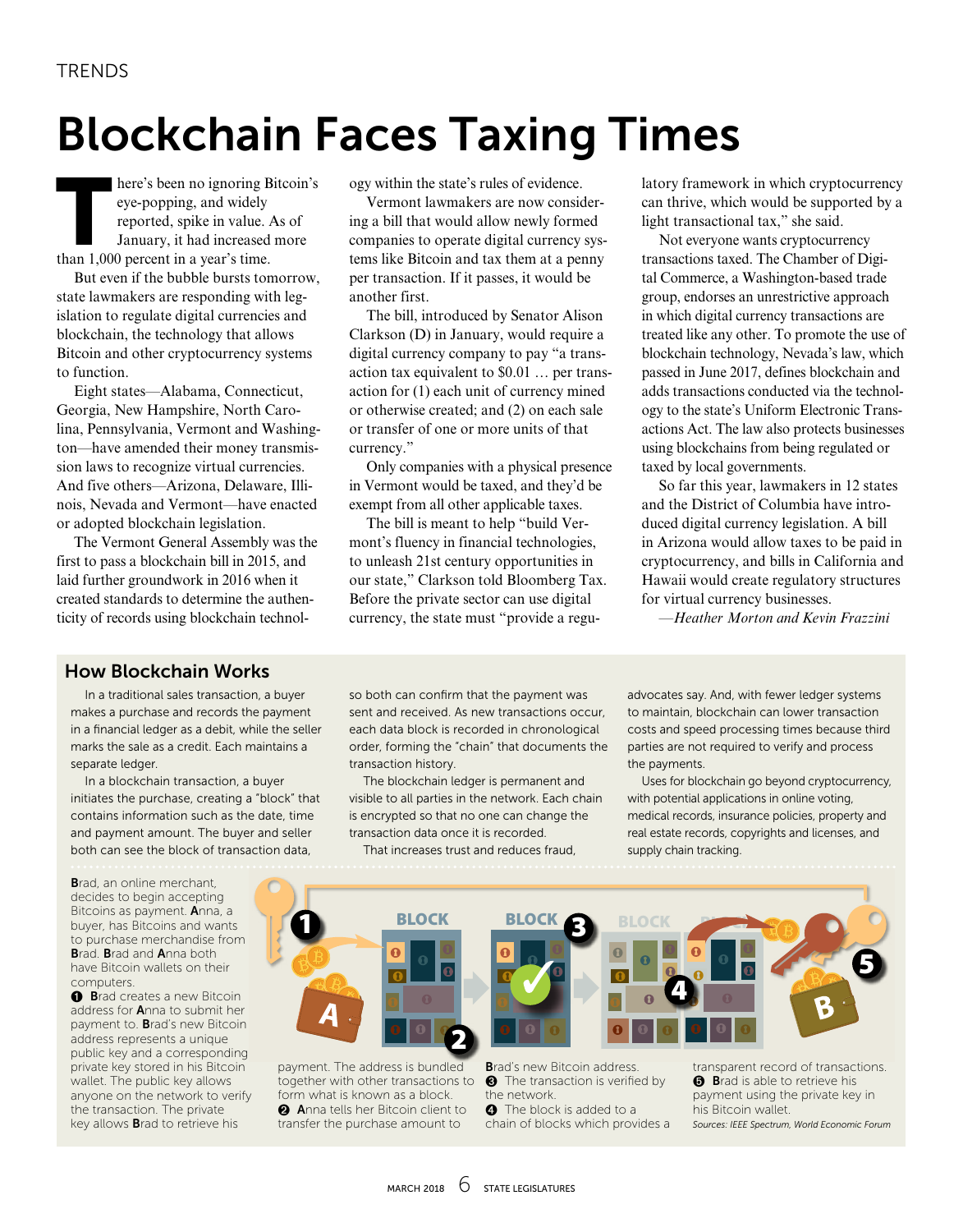TRENDS

# Blockchain Faces Taxing Times

There's been no ignoring Bitcoin's eye-popping, and widely reported, spike in value. As of January, it had increased more than 1,000 percent in a year's time.

But even if the bubble bursts tomorrow, state lawmakers are responding with legislation to regulate digital currencies and blockchain, the technology that allows Bitcoin and other cryptocurrency systems to function.

Eight states—Alabama, Connecticut, Georgia, New Hampshire, North Carolina, Pennsylvania, Vermont and Washington—have amended their money transmission laws to recognize virtual currencies. And five others—Arizona, Delaware, Illinois, Nevada and Vermont—have enacted or adopted blockchain legislation.

The Vermont General Assembly was the first to pass a blockchain bill in 2015, and laid further groundwork in 2016 when it created standards to determine the authenticity of records using blockchain technology within the state's rules of evidence.

Vermont lawmakers are now considering a bill that would allow newly formed companies to operate digital currency systems like Bitcoin and tax them at a penny per transaction. If it passes, it would be another first.

The bill, introduced by Senator Alison Clarkson (D) in January, would require a digital currency company to pay "a transaction tax equivalent to $0.01 … per transaction for (1) each unit of currency mined or otherwise created; and (2) on each sale or transfer of one or more units of that currency."

Only companies with a physical presence in Vermont would be taxed, and they'd be exempt from all other applicable taxes.

The bill is meant to help "build Vermont's fluency in financial technologies, to unleash 21st century opportunities in our state," Clarkson told Bloomberg Tax. Before the private sector can use digital currency, the state must "provide a regulatory framework in which cryptocurrency can thrive, which would be supported by a light transactional tax," she said.

Not everyone wants cryptocurrency transactions taxed. The Chamber of Digital Commerce, a Washington-based trade group, endorses an unrestrictive approach in which digital currency transactions are treated like any other. To promote the use of blockchain technology, Nevada's law, which passed in June 2017, defines blockchain and adds transactions conducted via the technology to the state's Uniform Electronic Transactions Act. The law also protects businesses using blockchains from being regulated or taxed by local governments.

So far this year, lawmakers in 12 states and the District of Columbia have introduced digital currency legislation. A bill in Arizona would allow taxes to be paid in cryptocurrency, and bills in California and Hawaii would create regulatory structures for virtual currency businesses.

*—Heather Morton and Kevin Frazzini*

## How Blockchain Works

In a traditional sales transaction, a buyer makes a purchase and records the payment in a financial ledger as a debit, while the seller marks the sale as a credit. Each maintains a separate ledger.

In a blockchain transaction, a buyer initiates the purchase, creating a "block" that contains information such as the date, time and payment amount. The buyer and seller both can see the block of transaction data, so both can confirm that the payment was sent and received. As new transactions occur, each data block is recorded in chronological order, forming the "chain" that documents the transaction history.

The blockchain ledger is permanent and visible to all parties in the network. Each chain is encrypted so that no one can change the transaction data once it is recorded.

That increases trust and reduces fraud, advocates say. And, with fewer ledger systems to maintain, blockchain can lower transaction costs and speed processing times because third parties are not required to verify and process the payments.

Uses for blockchain go beyond cryptocurrency, with potential applications in online voting, medical records, insurance policies, property and real estate records, copyrights and licenses, and supply chain tracking.

**B**rad, an online merchant, decides to begin accepting Bitcoins as payment. **A**nna, a buyer, has Bitcoins and wants to purchase merchandise from **B**rad. **B**rad and **A**nna both have Bitcoin wallets on their computers.

❶ **B**rad creates a new Bitcoin address for **A**nna to submit her payment to. **B**rad's new Bitcoin address represents a unique public key and a corresponding private key stored in his Bitcoin wallet. The public key allows anyone on the network to verify the transaction. The private key allows **B**rad to retrieve his payment. The address is bundled together with other transactions to form what is known as a block.

❷ **A**nna tells her Bitcoin client to transfer the purchase amount to **B**rad's new Bitcoin address.

❸ The transaction is verified by the network.

❹ The block is added to a chain of blocks which provides a transparent record of transactions.

❺ **B**rad is able to retrieve his payment using the private key in his Bitcoin wallet.

*Sources: IEEE Spectrum, World Economic Forum*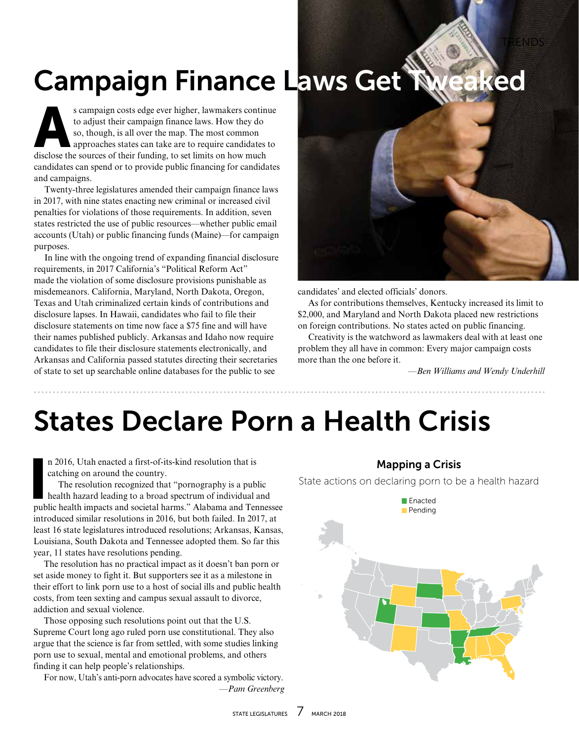# Campaign Finance Laws Get Tweaked

As campaign costs edge ever higher, lawmakers continue to adjust their campaign finance laws. How they do so, though, is all over the map. The most common approaches states can take are to require candidates to disclose the sources of their funding, to set limits on how much candidates can spend or to provide public financing for candidates and campaigns.

Twenty-three legislatures amended their campaign finance laws in 2017, with nine states enacting new criminal or increased civil penalties for violations of those requirements. In addition, seven states restricted the use of public resources—whether public email accounts (Utah) or public financing funds (Maine)—for campaign purposes.

In line with the ongoing trend of expanding financial disclosure requirements, in 2017 California's "Political Reform Act" made the violation of some disclosure provisions punishable as misdemeanors. California, Maryland, North Dakota, Oregon, Texas and Utah criminalized certain kinds of contributions and disclosure lapses. In Hawaii, candidates who fail to file their disclosure statements on time now face a $75 fine and will have their names published publicly. Arkansas and Idaho now require candidates to file their disclosure statements electronically, and Arkansas and California passed statutes directing their secretaries of state to set up searchable online databases for the public to see candidates' and elected officials' donors.

As for contributions themselves, Kentucky increased its limit to $2,000, and Maryland and North Dakota placed new restrictions on foreign contributions. No states acted on public financing.

Creativity is the watchword as lawmakers deal with at least one problem they all have in common: Every major campaign costs more than the one before it.

*—Ben Williams and Wendy Underhill*

# States Declare Porn a Health Crisis

In 2016, Utah enacted a first-of-its-kind resolution that is catching on around the country.

The resolution recognized that "pornography is a public health hazard leading to a broad spectrum of individual and public health impacts and societal harms." Alabama and Tennessee introduced similar resolutions in 2016, but both failed. In 2017, at least 16 state legislatures introduced resolutions; Arkansas, Kansas, Louisiana, South Dakota and Tennessee adopted them. So far this year, 11 states have resolutions pending.

The resolution has no practical impact as it doesn't ban porn or set aside money to fight it. But supporters see it as a milestone in their effort to link porn use to a host of social ills and public health costs, from teen sexting and campus sexual assault to divorce, addiction and sexual violence.

Those opposing such resolutions point out that the U.S. Supreme Court long ago ruled porn use constitutional. They also argue that the science is far from settled, with some studies linking porn use to sexual, mental and emotional problems, and others finding it can help people's relationships.

For now, Utah's anti-porn advocates have scored a symbolic victory.

*—Pam Greenberg*

**Mapping a Crisis**

State actions on declaring porn to be a health hazard

Enacted
Pending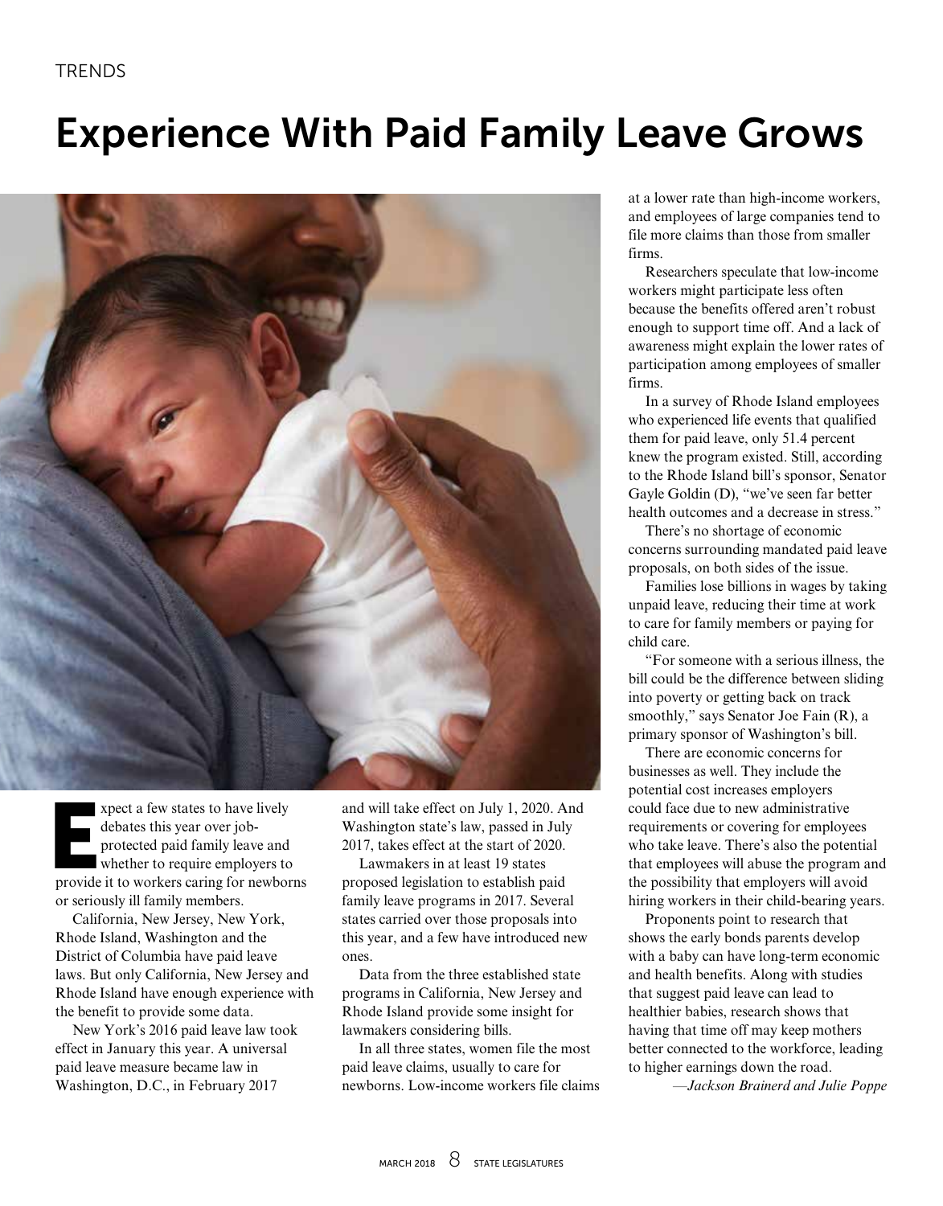TRENDS

# Experience With Paid Family Leave Grows

Expect a few states to have lively debates this year over job-protected paid family leave and whether to require employers to provide it to workers caring for newborns or seriously ill family members.

California, New Jersey, New York, Rhode Island, Washington and the District of Columbia have paid leave laws. But only California, New Jersey and Rhode Island have enough experience with the benefit to provide some data.

New York's 2016 paid leave law took effect in January this year. A universal paid leave measure became law in Washington, D.C., in February 2017 and will take effect on July 1, 2020. And Washington state's law, passed in July 2017, takes effect at the start of 2020.

Lawmakers in at least 19 states proposed legislation to establish paid family leave programs in 2017. Several states carried over those proposals into this year, and a few have introduced new ones.

Data from the three established state programs in California, New Jersey and Rhode Island provide some insight for lawmakers considering bills.

In all three states, women file the most paid leave claims, usually to care for newborns. Low-income workers file claims at a lower rate than high-income workers, and employees of large companies tend to file more claims than those from smaller firms.

Researchers speculate that low-income workers might participate less often because the benefits offered aren't robust enough to support time off. And a lack of awareness might explain the lower rates of participation among employees of smaller firms.

In a survey of Rhode Island employees who experienced life events that qualified them for paid leave, only 51.4 percent knew the program existed. Still, according to the Rhode Island bill's sponsor, Senator Gayle Goldin (D), "we've seen far better health outcomes and a decrease in stress."

There's no shortage of economic concerns surrounding mandated paid leave proposals, on both sides of the issue.

Families lose billions in wages by taking unpaid leave, reducing their time at work to care for family members or paying for child care.

"For someone with a serious illness, the bill could be the difference between sliding into poverty or getting back on track smoothly," says Senator Joe Fain (R), a primary sponsor of Washington's bill.

There are economic concerns for businesses as well. They include the potential cost increases employers could face due to new administrative requirements or covering for employees who take leave. There's also the potential that employees will abuse the program and the possibility that employers will avoid hiring workers in their child-bearing years.

Proponents point to research that shows the early bonds parents develop with a baby can have long-term economic and health benefits. Along with studies that suggest paid leave can lead to healthier babies, research shows that having that time off may keep mothers better connected to the workforce, leading to higher earnings down the road.

*—Jackson Brainerd and Julie Poppe*